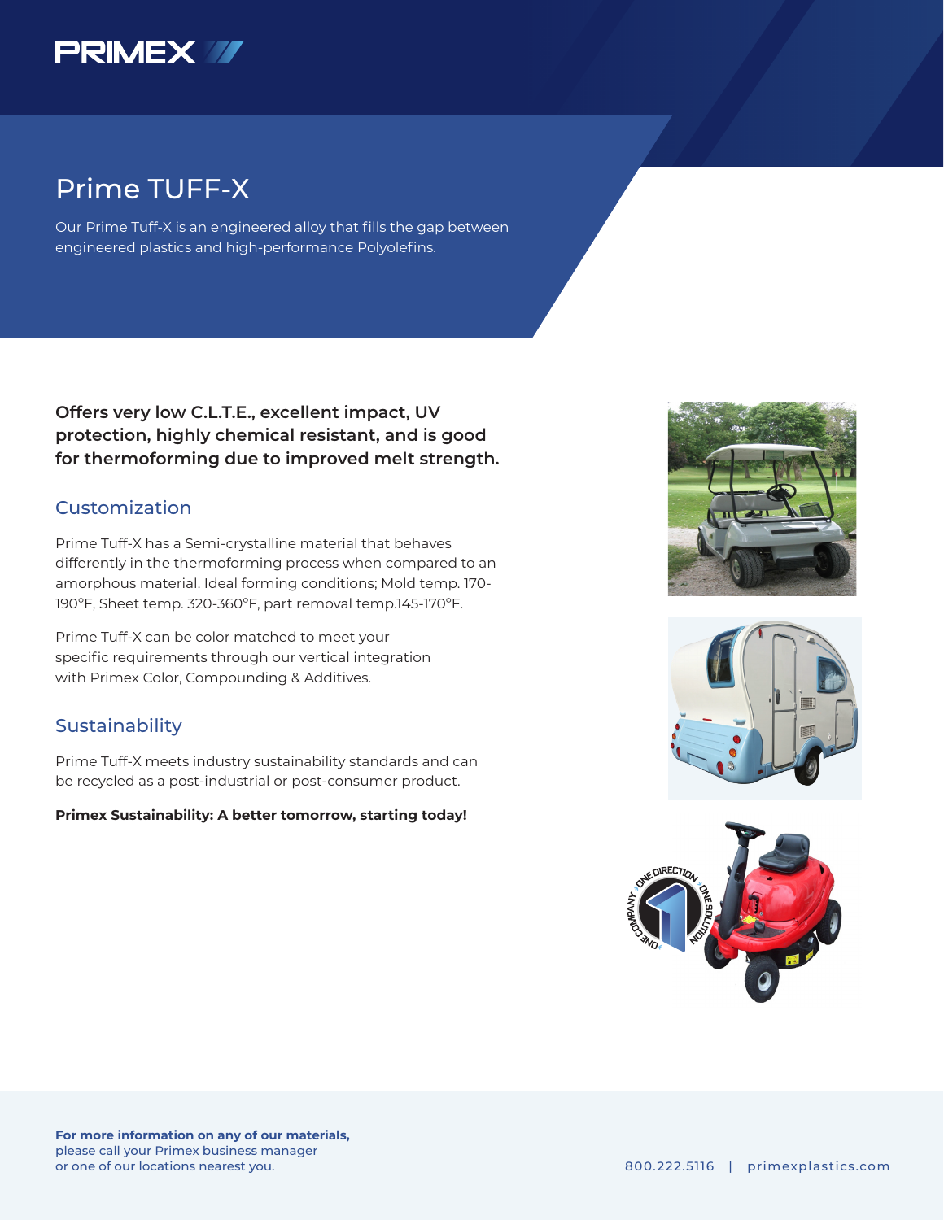PRIMEX

# Prime TUFF-X

Our Prime Tuff-X is an engineered alloy that fills the gap between engineered plastics and high-performance Polyolefins.

**Offers very low C.L.T.E., excellent impact, UV protection, highly chemical resistant, and is good for thermoforming due to improved melt strength.**

## Customization

Prime Tuff-X has a Semi-crystalline material that behaves differently in the thermoforming process when compared to an amorphous material. Ideal forming conditions; Mold temp. 170-190°F, Sheet temp. 320-360°F, part removal temp.145-170°F.

Prime Tuff-X can be color matched to meet your specific requirements through our vertical integration with Primex Color, Compounding & Additives.

## Sustainability

Prime Tuff-X meets industry sustainability standards and can be recycled as a post-industrial or post-consumer product.

**Primex Sustainability: A better tomorrow, starting today!**

**For more information on any of our materials,** please call your Primex business manager or one of our locations nearest you.

800.222.5116 | primexplastics.com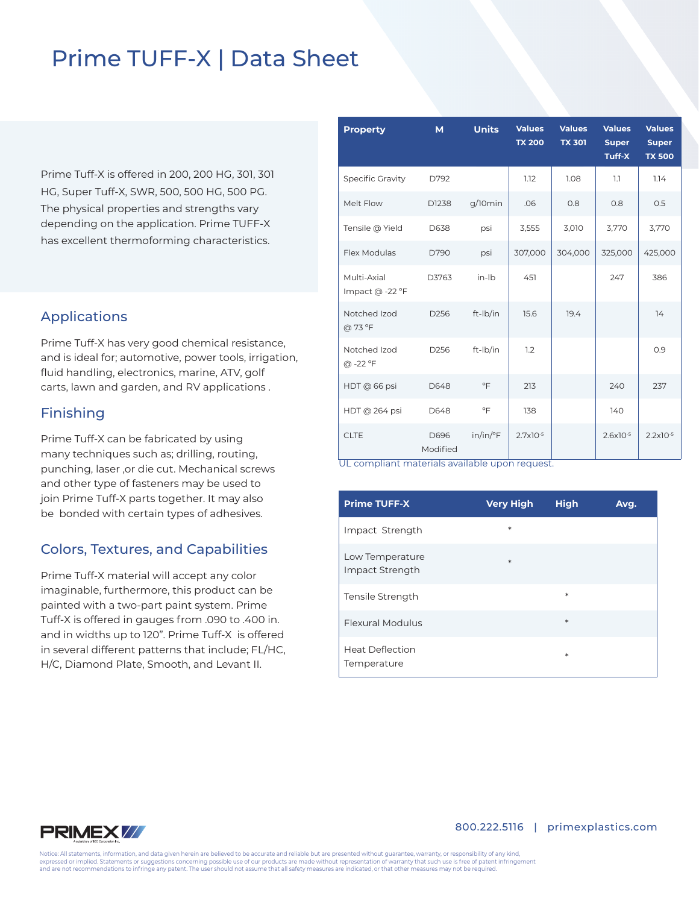# Prime TUFF-X | Data Sheet

Prime Tuff-X is offered in 200, 200 HG, 301, 301 HG, Super Tuff-X, SWR, 500, 500 HG, 500 PG. The physical properties and strengths vary depending on the application. Prime TUFF-X has excellent thermoforming characteristics.

## Applications

Prime Tuff-X has very good chemical resistance, and is ideal for; automotive, power tools, irrigation, fluid handling, electronics, marine, ATV, golf carts, lawn and garden, and RV applications .

## Finishing

Prime Tuff-X can be fabricated by using many techniques such as; drilling, routing, punching, laser ,or die cut. Mechanical screws and other type of fasteners may be used to join Prime Tuff-X parts together. It may also be bonded with certain types of adhesives.

## Colors, Textures, and Capabilities

Prime Tuff-X material will accept any color imaginable, furthermore, this product can be painted with a two-part paint system. Prime Tuff-X is offered in gauges from .090 to .400 in. and in widths up to 120". Prime Tuff-X is offered in several different patterns that include; FL/HC, H/C, Diamond Plate, Smooth, and Levant II.

| Property | M | Units | Values TX 200 | Values TX 301 | Values Super Tuff-X | Values Super TX 500 |
|---|---|---|---|---|---|---|
| Specific Gravity | D792 | | 1.12 | 1.08 | 1.1 | 1.14 |
| Melt Flow | D1238 | g/10min | .06 | 0.8 | 0.8 | 0.5 |
| Tensile @ Yield | D638 | psi | 3,555 | 3,010 | 3,770 | 3,770 |
| Flex Modulas | D790 | psi | 307,000 | 304,000 | 325,000 | 425,000 |
| Multi-Axial Impact @ -22 °F | D3763 | in-lb | 451 | | 247 | 386 |
| Notched Izod @ 73 °F | D256 | ft-lb/in | 15.6 | 19.4 | | 14 |
| Notched Izod @ -22 °F | D256 | ft-lb/in | 1.2 | | | 0.9 |
| HDT @ 66 psi | D648 | °F | 213 | | 240 | 237 |
| HDT @ 264 psi | D648 | °F | 138 | | 140 | |
| CLTE | D696 Modified | in/in/°F | $2.7 \times 10^{-5}$ | | $2.6 \times 10^{-5}$ | $2.2 \times 10^{-5}$ |

UL compliant materials available upon request.

| Prime TUFF-X | Very High | High | Avg. |
|---|---|---|---|
| Impact Strength | * | | |
| Low Temperature Impact Strength | * | | |
| Tensile Strength | | * | |
| Flexural Modulus | | * | |
| Heat Deflection Temperature | | * | |

PRIMEX

800.222.5116 | primexplastics.com

Notice: All statements, information, and data given herein are believed to be accurate and reliable but are presented without guarantee, warranty, or responsibility of any kind, expressed or implied. Statements or suggestions concerning possible use of our products are made without representation of warranty that such use is free of patent infringement and are not recommendations to infringe any patent. The user should not assume that all safety measures are indicated, or that other measures may not be required.